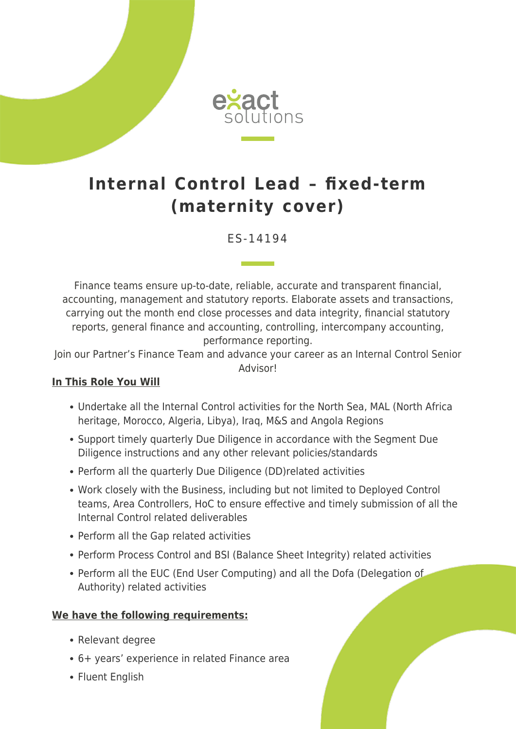# Internal Control Lead – fixed-term (maternity cover)

ES-14194

Finance teams ensure up-to-date, reliable, accurate and transparent financial, accounting, management and statutory reports. Elaborate assets and transactions, carrying out the month end close processes and data integrity, financial statutory reports, general finance and accounting, controlling, intercompany accounting, performance reporting.

Join our Partner's Finance Team and advance your career as an Internal Control Senior Advisor!

**In This Role You Will**

- Undertake all the Internal Control activities for the North Sea, MAL (North Africa heritage, Morocco, Algeria, Libya), Iraq, M&S and Angola Regions
- Support timely quarterly Due Diligence in accordance with the Segment Due Diligence instructions and any other relevant policies/standards
- Perform all the quarterly Due Diligence (DD)related activities
- Work closely with the Business, including but not limited to Deployed Control teams, Area Controllers, HoC to ensure effective and timely submission of all the Internal Control related deliverables
- Perform all the Gap related activities
- Perform Process Control and BSI (Balance Sheet Integrity) related activities
- Perform all the EUC (End User Computing) and all the Dofa (Delegation of Authority) related activities

**We have the following requirements:**

- Relevant degree
- 6+ years' experience in related Finance area
- Fluent English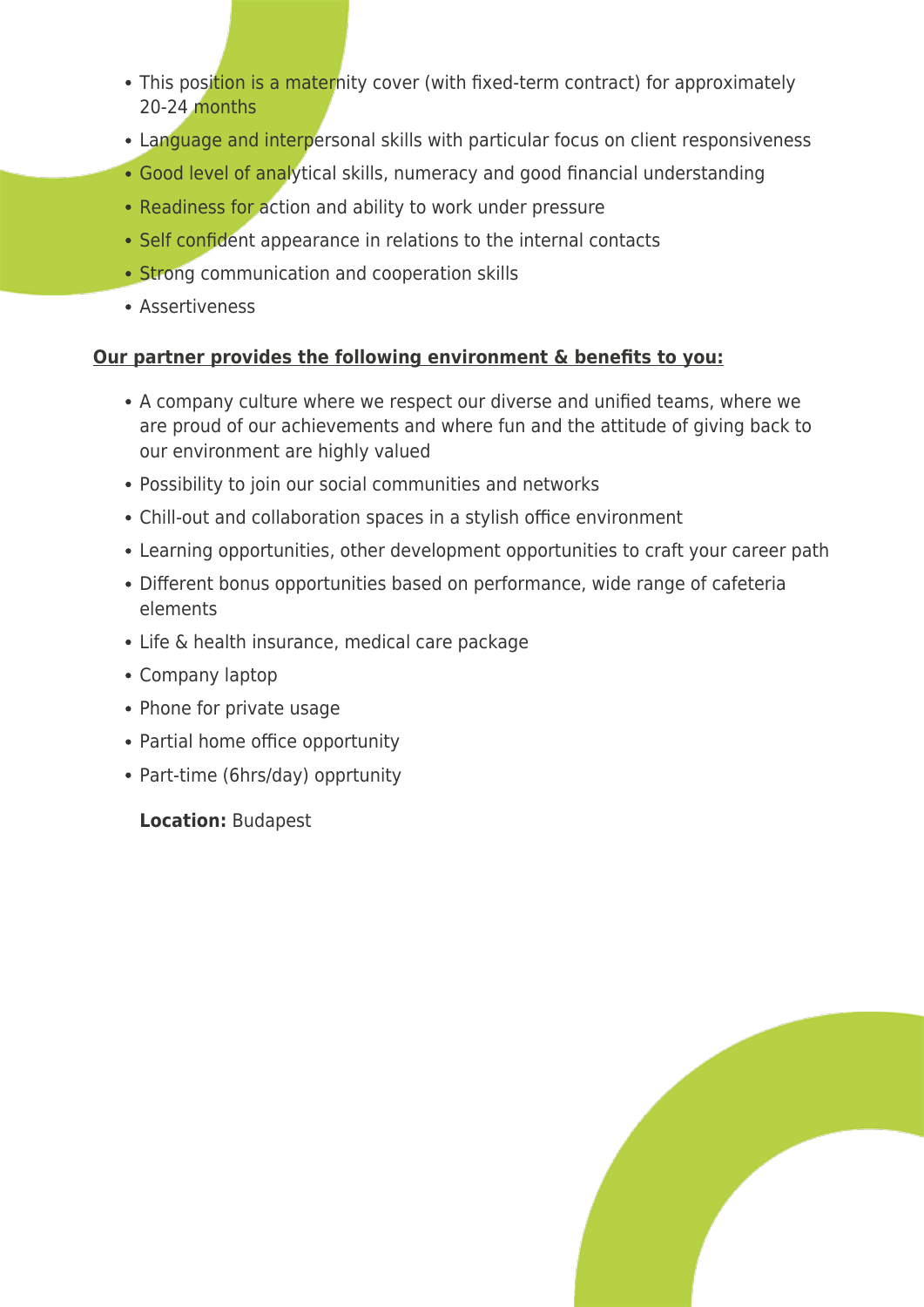- This position is a maternity cover (with fixed-term contract) for approximately 20-24 months
- Language and interpersonal skills with particular focus on client responsiveness
- Good level of analytical skills, numeracy and good financial understanding
- Readiness for action and ability to work under pressure
- Self confident appearance in relations to the internal contacts
- Strong communication and cooperation skills
- Assertiveness

**Our partner provides the following environment & benefits to you:**

- A company culture where we respect our diverse and unified teams, where we are proud of our achievements and where fun and the attitude of giving back to our environment are highly valued
- Possibility to join our social communities and networks
- Chill-out and collaboration spaces in a stylish office environment
- Learning opportunities, other development opportunities to craft your career path
- Different bonus opportunities based on performance, wide range of cafeteria elements
- Life & health insurance, medical care package
- Company laptop
- Phone for private usage
- Partial home office opportunity
- Part-time (6hrs/day) opprtunity

**Location:** Budapest